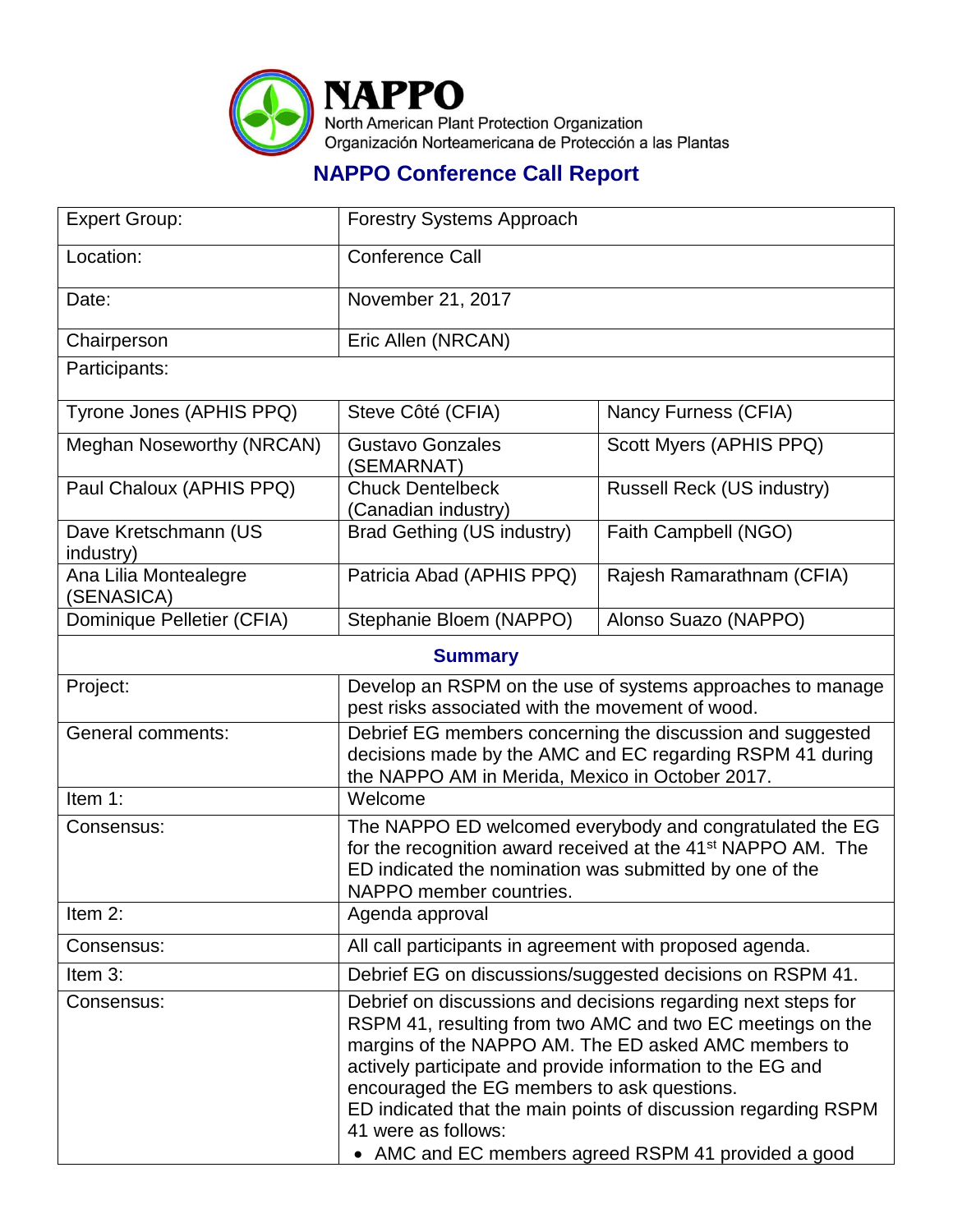**NAPPO**
North American Plant Protection Organization
Organización Norteamericana de Protección a las Plantas

## NAPPO Conference Call Report

| Expert Group: | Forestry Systems Approach | |
|---|---|---|
| Location: | Conference Call | |
| Date: | November 21, 2017 | |
| Chairperson | Eric Allen (NRCAN) | |
| Participants: | | |
| Tyrone Jones (APHIS PPQ) | Steve Côté (CFIA) | Nancy Furness (CFIA) |
| Meghan Noseworthy (NRCAN) | Gustavo Gonzales (SEMARNAT) | Scott Myers (APHIS PPQ) |
| Paul Chaloux (APHIS PPQ) | Chuck Dentelbeck (Canadian industry) | Russell Reck (US industry) |
| Dave Kretschmann (US industry) | Brad Gething (US industry) | Faith Campbell (NGO) |
| Ana Lilia Montealegre (SENASICA) | Patricia Abad (APHIS PPQ) | Rajesh Ramarathnam (CFIA) |
| Dominique Pelletier (CFIA) | Stephanie Bloem (NAPPO) | Alonso Suazo (NAPPO) |
| **Summary** | | |
| Project: | Develop an RSPM on the use of systems approaches to manage pest risks associated with the movement of wood. | |
| General comments: | Debrief EG members concerning the discussion and suggested decisions made by the AMC and EC regarding RSPM 41 during the NAPPO AM in Merida, Mexico in October 2017. | |
| Item 1: | Welcome | |
| Consensus: | The NAPPO ED welcomed everybody and congratulated the EG for the recognition award received at the 41st NAPPO AM. The ED indicated the nomination was submitted by one of the NAPPO member countries. | |
| Item 2: | Agenda approval | |
| Consensus: | All call participants in agreement with proposed agenda. | |
| Item 3: | Debrief EG on discussions/suggested decisions on RSPM 41. | |
| Consensus: | Debrief on discussions and decisions regarding next steps for RSPM 41, resulting from two AMC and two EC meetings on the margins of the NAPPO AM. The ED asked AMC members to actively participate and provide information to the EG and encouraged the EG members to ask questions.<br>ED indicated that the main points of discussion regarding RSPM 41 were as follows:<br>• AMC and EC members agreed RSPM 41 provided a good | |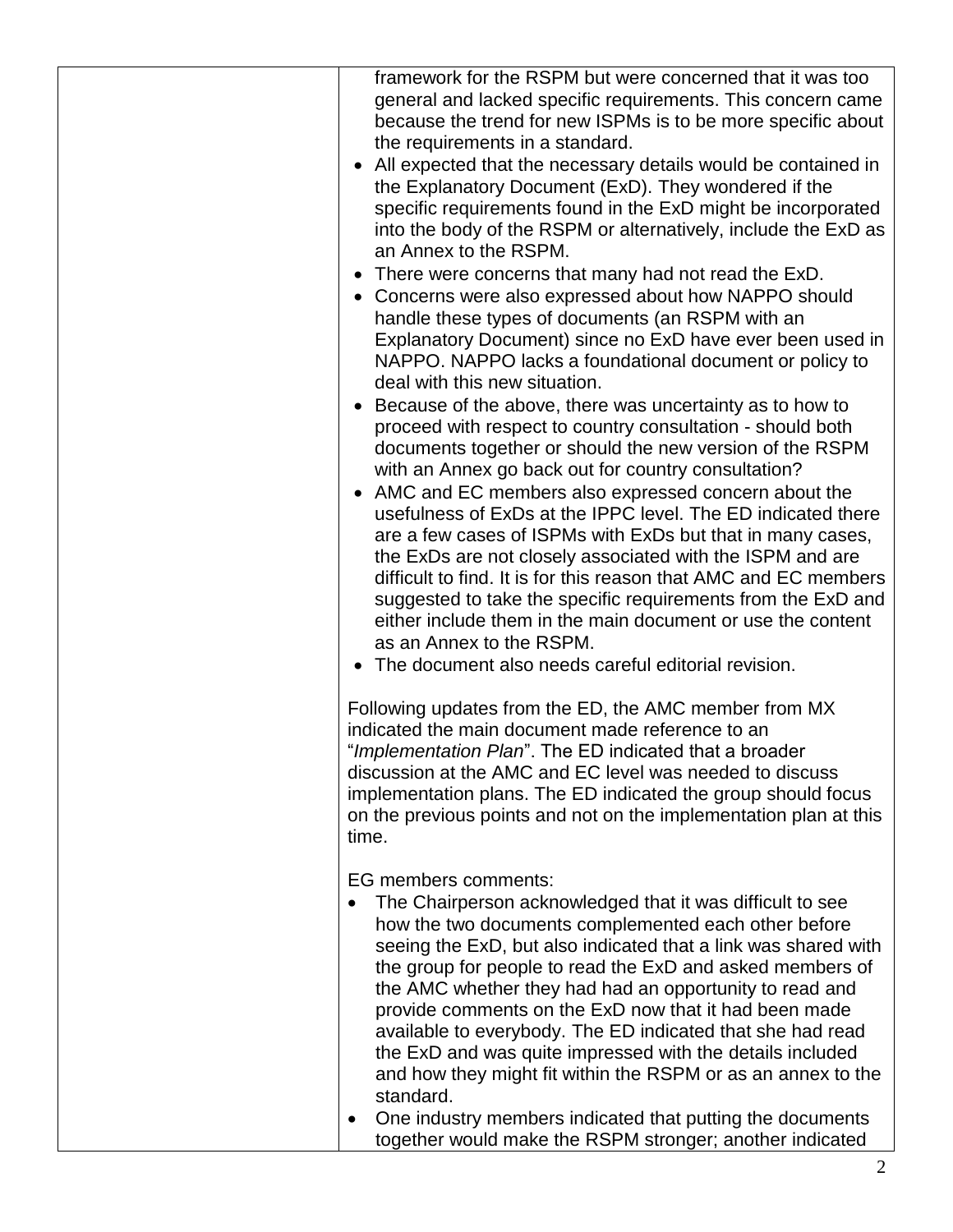| | framework for the RSPM but were concerned that it was too general and lacked specific requirements. This concern came because the trend for new ISPMs is to be more specific about the requirements in a standard.<br>• All expected that the necessary details would be contained in the Explanatory Document (ExD). They wondered if the specific requirements found in the ExD might be incorporated into the body of the RSPM or alternatively, include the ExD as an Annex to the RSPM.<br>• There were concerns that many had not read the ExD.<br>• Concerns were also expressed about how NAPPO should handle these types of documents (an RSPM with an Explanatory Document) since no ExD have ever been used in NAPPO. NAPPO lacks a foundational document or policy to deal with this new situation.<br>• Because of the above, there was uncertainty as to how to proceed with respect to country consultation - should both documents together or should the new version of the RSPM with an Annex go back out for country consultation?<br>• AMC and EC members also expressed concern about the usefulness of ExDs at the IPPC level. The ED indicated there are a few cases of ISPMs with ExDs but that in many cases, the ExDs are not closely associated with the ISPM and are difficult to find. It is for this reason that AMC and EC members suggested to take the specific requirements from the ExD and either include them in the main document or use the content as an Annex to the RSPM.<br>• The document also needs careful editorial revision.<br><br>Following updates from the ED, the AMC member from MX indicated the main document made reference to an "*Implementation Plan*". The ED indicated that a broader discussion at the AMC and EC level was needed to discuss implementation plans. The ED indicated the group should focus on the previous points and not on the implementation plan at this time.<br><br>EG members comments:<br>• The Chairperson acknowledged that it was difficult to see how the two documents complemented each other before seeing the ExD, but also indicated that a link was shared with the group for people to read the ExD and asked members of the AMC whether they had had an opportunity to read and provide comments on the ExD now that it had been made available to everybody. The ED indicated that she had read the ExD and was quite impressed with the details included and how they might fit within the RSPM or as an annex to the standard.<br>• One industry members indicated that putting the documents together would make the RSPM stronger; another indicated |
|---|---|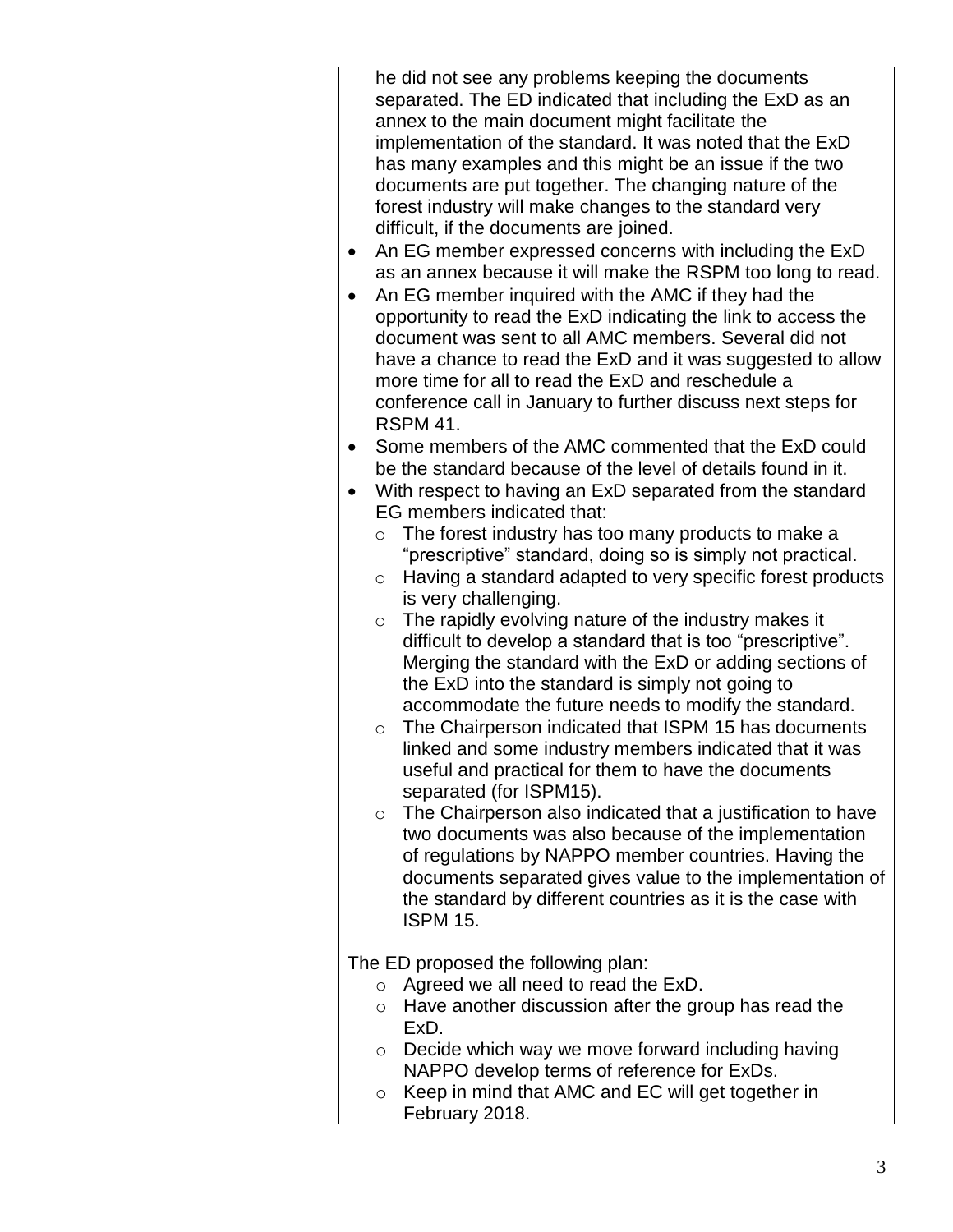| | he did not see any problems keeping the documents separated. The ED indicated that including the ExD as an annex to the main document might facilitate the implementation of the standard. It was noted that the ExD has many examples and this might be an issue if the two documents are put together. The changing nature of the forest industry will make changes to the standard very difficult, if the documents are joined.<br>• An EG member expressed concerns with including the ExD as an annex because it will make the RSPM too long to read.<br>• An EG member inquired with the AMC if they had the opportunity to read the ExD indicating the link to access the document was sent to all AMC members. Several did not have a chance to read the ExD and it was suggested to allow more time for all to read the ExD and reschedule a conference call in January to further discuss next steps for RSPM 41.<br>• Some members of the AMC commented that the ExD could be the standard because of the level of details found in it.<br>• With respect to having an ExD separated from the standard EG members indicated that:<br>  ○ The forest industry has too many products to make a "prescriptive" standard, doing so is simply not practical.<br>  ○ Having a standard adapted to very specific forest products is very challenging.<br>  ○ The rapidly evolving nature of the industry makes it difficult to develop a standard that is too "prescriptive". Merging the standard with the ExD or adding sections of the ExD into the standard is simply not going to accommodate the future needs to modify the standard.<br>  ○ The Chairperson indicated that ISPM 15 has documents linked and some industry members indicated that it was useful and practical for them to have the documents separated (for ISPM15).<br>  ○ The Chairperson also indicated that a justification to have two documents was also because of the implementation of regulations by NAPPO member countries. Having the documents separated gives value to the implementation of the standard by different countries as it is the case with ISPM 15.<br><br>The ED proposed the following plan:<br>  ○ Agreed we all need to read the ExD.<br>  ○ Have another discussion after the group has read the ExD.<br>  ○ Decide which way we move forward including having NAPPO develop terms of reference for ExDs.<br>  ○ Keep in mind that AMC and EC will get together in February 2018. |
|---|---|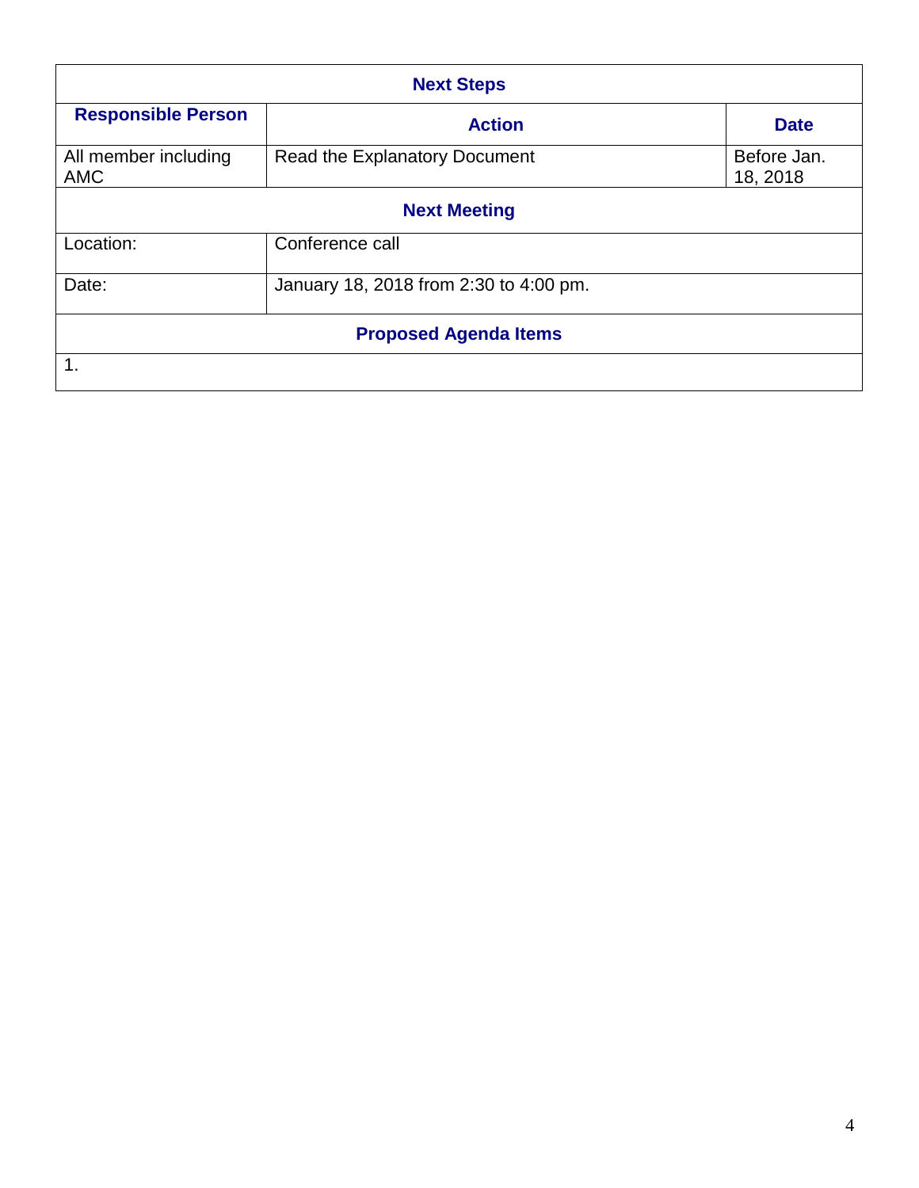| Next Steps | | |
|---|---|---|
| **Responsible Person** | **Action** | **Date** |
| All member including AMC | Read the Explanatory Document | Before Jan. 18, 2018 |
| **Next Meeting** | | |
| Location: | Conference call | |
| Date: | January 18, 2018 from 2:30 to 4:00 pm. | |
| **Proposed Agenda Items** | | |
| 1. | | |